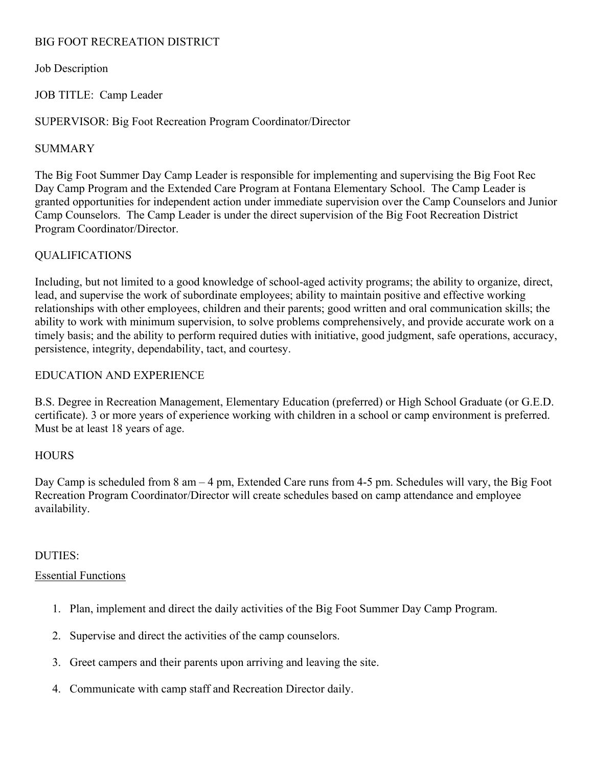# BIG FOOT RECREATION DISTRICT

Job Description

JOB TITLE: Camp Leader

SUPERVISOR: Big Foot Recreation Program Coordinator/Director

## SUMMARY

The Big Foot Summer Day Camp Leader is responsible for implementing and supervising the Big Foot Rec Day Camp Program and the Extended Care Program at Fontana Elementary School. The Camp Leader is granted opportunities for independent action under immediate supervision over the Camp Counselors and Junior Camp Counselors. The Camp Leader is under the direct supervision of the Big Foot Recreation District Program Coordinator/Director.

## QUALIFICATIONS

Including, but not limited to a good knowledge of school-aged activity programs; the ability to organize, direct, lead, and supervise the work of subordinate employees; ability to maintain positive and effective working relationships with other employees, children and their parents; good written and oral communication skills; the ability to work with minimum supervision, to solve problems comprehensively, and provide accurate work on a timely basis; and the ability to perform required duties with initiative, good judgment, safe operations, accuracy, persistence, integrity, dependability, tact, and courtesy.

## EDUCATION AND EXPERIENCE

B.S. Degree in Recreation Management, Elementary Education (preferred) or High School Graduate (or G.E.D. certificate). 3 or more years of experience working with children in a school or camp environment is preferred. Must be at least 18 years of age.

## HOURS

Day Camp is scheduled from 8 am – 4 pm, Extended Care runs from 4-5 pm. Schedules will vary, the Big Foot Recreation Program Coordinator/Director will create schedules based on camp attendance and employee availability.

## DUTIES:

### Essential Functions

1. Plan, implement and direct the daily activities of the Big Foot Summer Day Camp Program.
2. Supervise and direct the activities of the camp counselors.
3. Greet campers and their parents upon arriving and leaving the site.
4. Communicate with camp staff and Recreation Director daily.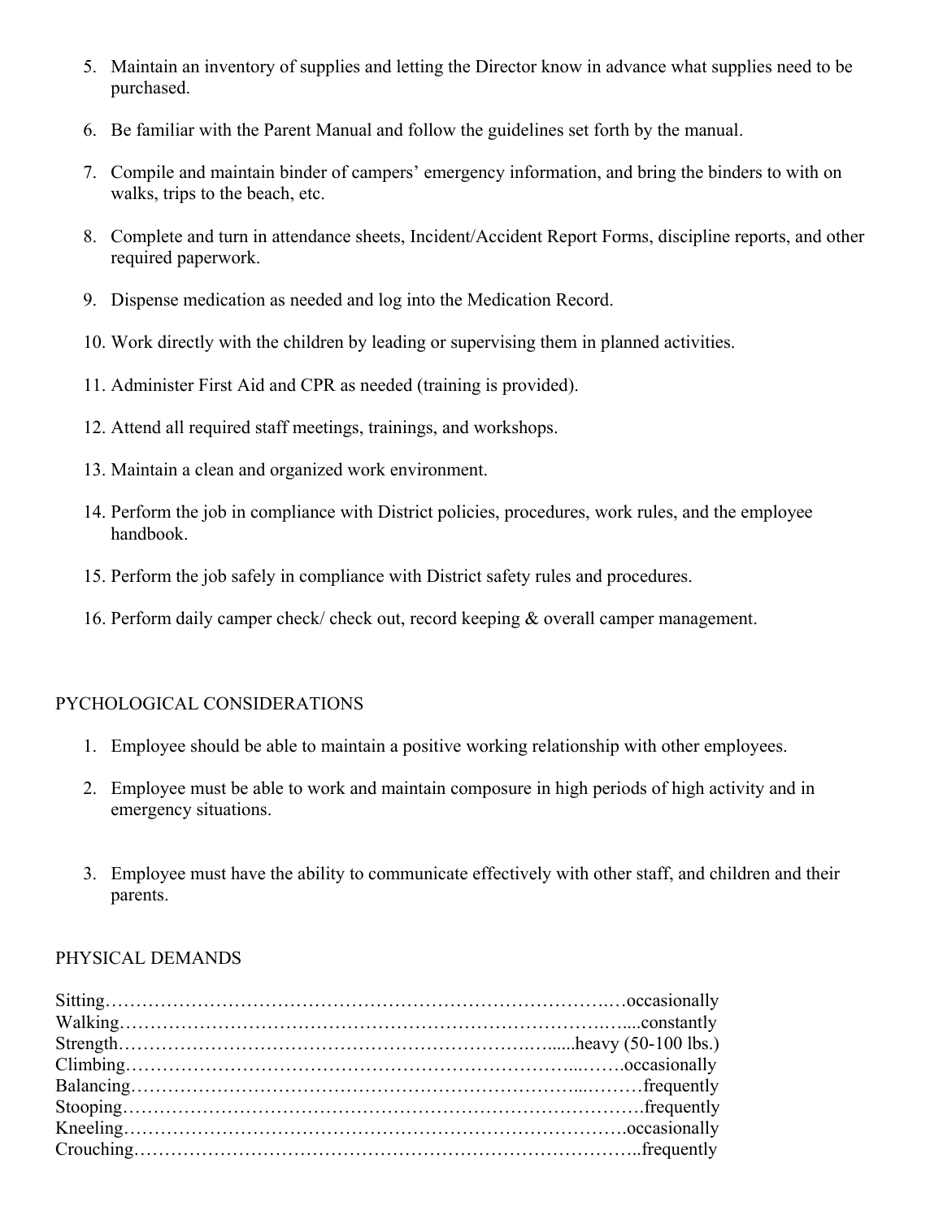5. Maintain an inventory of supplies and letting the Director know in advance what supplies need to be purchased.

6. Be familiar with the Parent Manual and follow the guidelines set forth by the manual.

7. Compile and maintain binder of campers' emergency information, and bring the binders to with on walks, trips to the beach, etc.

8. Complete and turn in attendance sheets, Incident/Accident Report Forms, discipline reports, and other required paperwork.

9. Dispense medication as needed and log into the Medication Record.

10. Work directly with the children by leading or supervising them in planned activities.

11. Administer First Aid and CPR as needed (training is provided).

12. Attend all required staff meetings, trainings, and workshops.

13. Maintain a clean and organized work environment.

14. Perform the job in compliance with District policies, procedures, work rules, and the employee handbook.

15. Perform the job safely in compliance with District safety rules and procedures.

16. Perform daily camper check/ check out, record keeping & overall camper management.

## PYCHOLOGICAL CONSIDERATIONS

1. Employee should be able to maintain a positive working relationship with other employees.

2. Employee must be able to work and maintain composure in high periods of high activity and in emergency situations.

3. Employee must have the ability to communicate effectively with other staff, and children and their parents.

## PHYSICAL DEMANDS

Sitting……………………………………………………………………….…occasionally
Walking…………………………………………………………………….…....constantly
Strength…………………………………………………………….…......heavy (50-100 lbs.)
Climbing………………………………………………………………...…….occasionally
Balancing……………………………………………………………...………frequently
Stooping……………………………………………………………………….frequently
Kneeling……………………………………………………………………….occasionally
Crouching……………………………………………………………………..frequently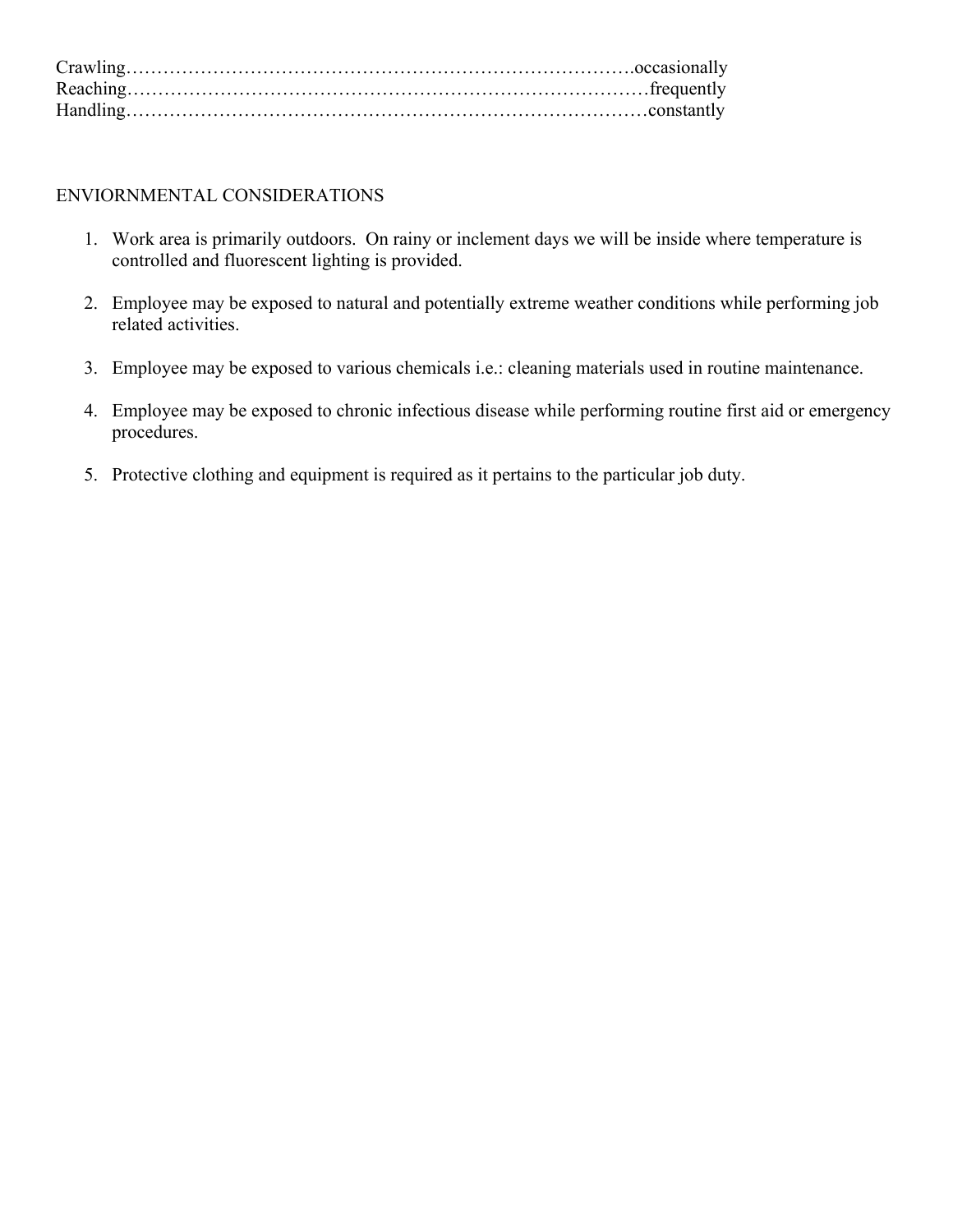Crawling……………………………………………………………………….occasionally
Reaching………………………………………………………………………frequently
Handling………………………………………………………………………constantly

ENVIORNMENTAL CONSIDERATIONS

1. Work area is primarily outdoors. On rainy or inclement days we will be inside where temperature is controlled and fluorescent lighting is provided.

2. Employee may be exposed to natural and potentially extreme weather conditions while performing job related activities.

3. Employee may be exposed to various chemicals i.e.: cleaning materials used in routine maintenance.

4. Employee may be exposed to chronic infectious disease while performing routine first aid or emergency procedures.

5. Protective clothing and equipment is required as it pertains to the particular job duty.